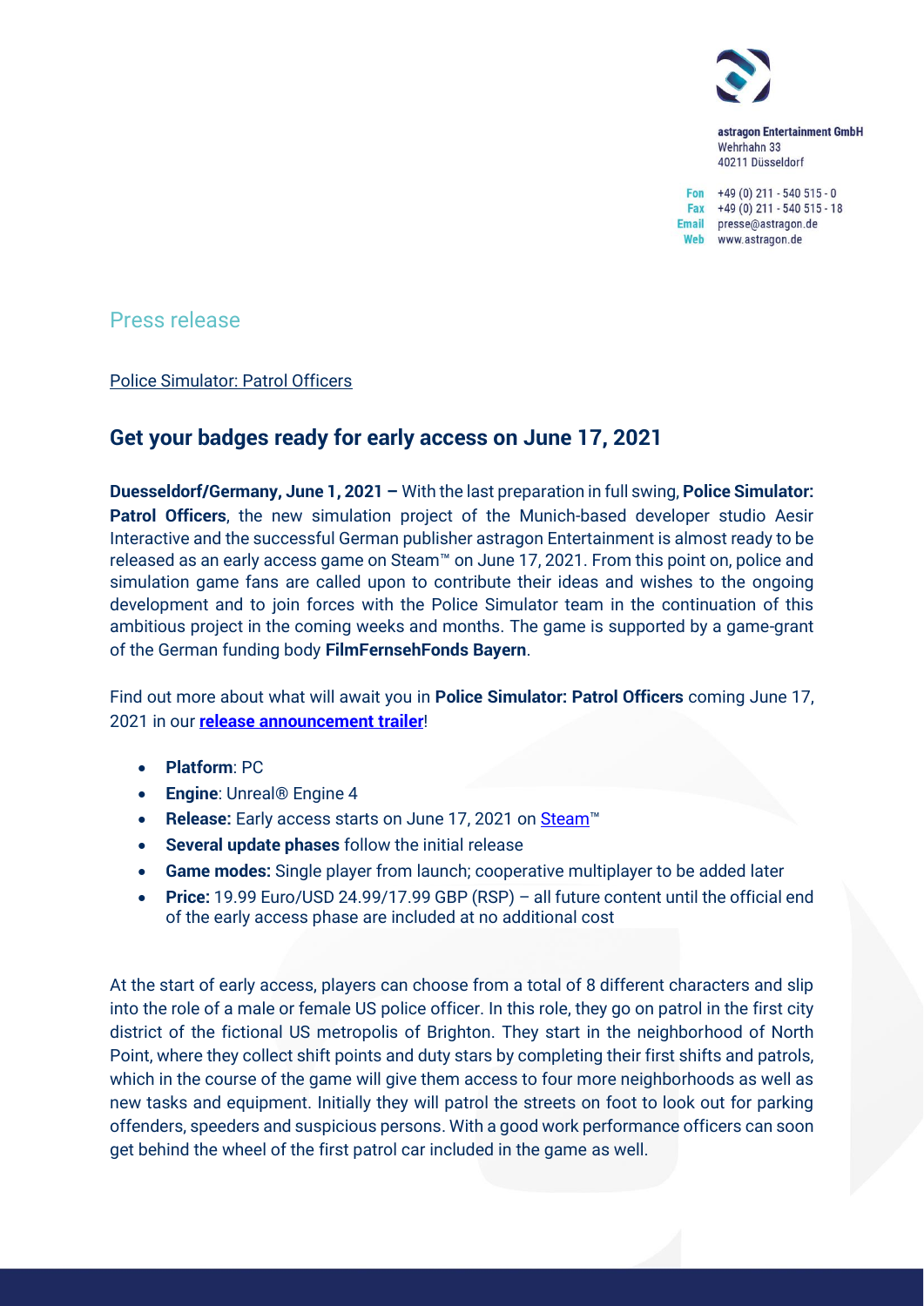astragon Entertainment GmbH
Wehrhahn 33
40211 Düsseldorf

Fon +49 (0) 211 - 540 515 - 0
Fax +49 (0) 211 - 540 515 - 18
Email presse@astragon.de
Web www.astragon.de

# Press release

Police Simulator: Patrol Officers

## Get your badges ready for early access on June 17, 2021

**Duesseldorf/Germany, June 1, 2021 –** With the last preparation in full swing, **Police Simulator: Patrol Officers**, the new simulation project of the Munich-based developer studio Aesir Interactive and the successful German publisher astragon Entertainment is almost ready to be released as an early access game on Steam™ on June 17, 2021. From this point on, police and simulation game fans are called upon to contribute their ideas and wishes to the ongoing development and to join forces with the Police Simulator team in the continuation of this ambitious project in the coming weeks and months. The game is supported by a game-grant of the German funding body **FilmFernsehFonds Bayern**.

Find out more about what will await you in **Police Simulator: Patrol Officers** coming June 17, 2021 in our **release announcement trailer**!

- **Platform**: PC
- **Engine**: Unreal® Engine 4
- **Release:** Early access starts on June 17, 2021 on Steam™
- **Several update phases** follow the initial release
- **Game modes:** Single player from launch; cooperative multiplayer to be added later
- **Price:** 19.99 Euro/USD 24.99/17.99 GBP (RSP) – all future content until the official end of the early access phase are included at no additional cost

At the start of early access, players can choose from a total of 8 different characters and slip into the role of a male or female US police officer. In this role, they go on patrol in the first city district of the fictional US metropolis of Brighton. They start in the neighborhood of North Point, where they collect shift points and duty stars by completing their first shifts and patrols, which in the course of the game will give them access to four more neighborhoods as well as new tasks and equipment. Initially they will patrol the streets on foot to look out for parking offenders, speeders and suspicious persons. With a good work performance officers can soon get behind the wheel of the first patrol car included in the game as well.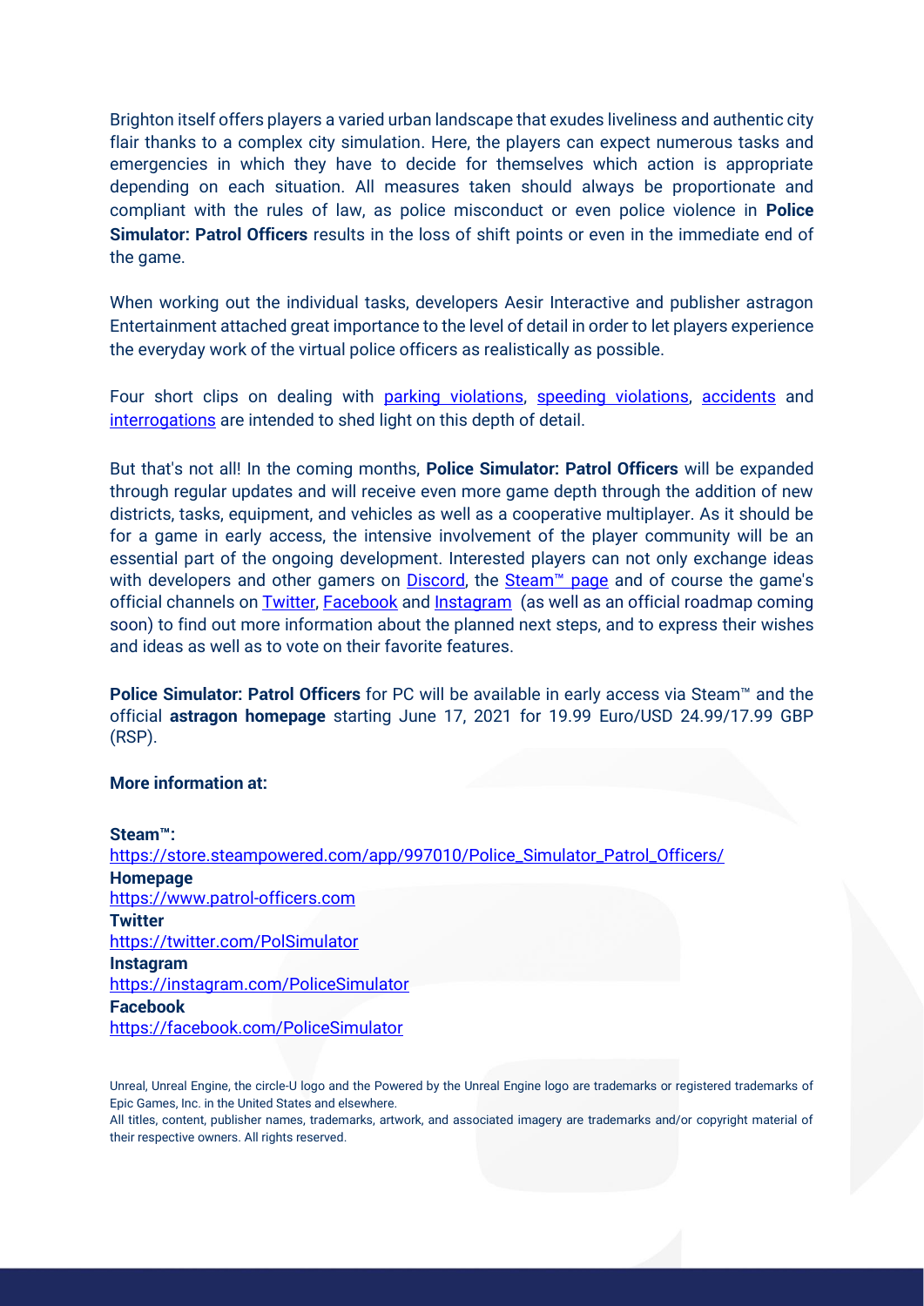Brighton itself offers players a varied urban landscape that exudes liveliness and authentic city flair thanks to a complex city simulation. Here, the players can expect numerous tasks and emergencies in which they have to decide for themselves which action is appropriate depending on each situation. All measures taken should always be proportionate and compliant with the rules of law, as police misconduct or even police violence in **Police Simulator: Patrol Officers** results in the loss of shift points or even in the immediate end of the game.

When working out the individual tasks, developers Aesir Interactive and publisher astragon Entertainment attached great importance to the level of detail in order to let players experience the everyday work of the virtual police officers as realistically as possible.

Four short clips on dealing with parking violations, speeding violations, accidents and interrogations are intended to shed light on this depth of detail.

But that's not all! In the coming months, **Police Simulator: Patrol Officers** will be expanded through regular updates and will receive even more game depth through the addition of new districts, tasks, equipment, and vehicles as well as a cooperative multiplayer. As it should be for a game in early access, the intensive involvement of the player community will be an essential part of the ongoing development. Interested players can not only exchange ideas with developers and other gamers on Discord, the Steam™ page and of course the game's official channels on Twitter, Facebook and Instagram (as well as an official roadmap coming soon) to find out more information about the planned next steps, and to express their wishes and ideas as well as to vote on their favorite features.

**Police Simulator: Patrol Officers** for PC will be available in early access via Steam™ and the official **astragon homepage** starting June 17, 2021 for 19.99 Euro/USD 24.99/17.99 GBP (RSP).

**More information at:**

**Steam™:**
https://store.steampowered.com/app/997010/Police_Simulator_Patrol_Officers/
**Homepage**
https://www.patrol-officers.com
**Twitter**
https://twitter.com/PolSimulator
**Instagram**
https://instagram.com/PoliceSimulator
**Facebook**
https://facebook.com/PoliceSimulator

Unreal, Unreal Engine, the circle-U logo and the Powered by the Unreal Engine logo are trademarks or registered trademarks of Epic Games, Inc. in the United States and elsewhere.
All titles, content, publisher names, trademarks, artwork, and associated imagery are trademarks and/or copyright material of their respective owners. All rights reserved.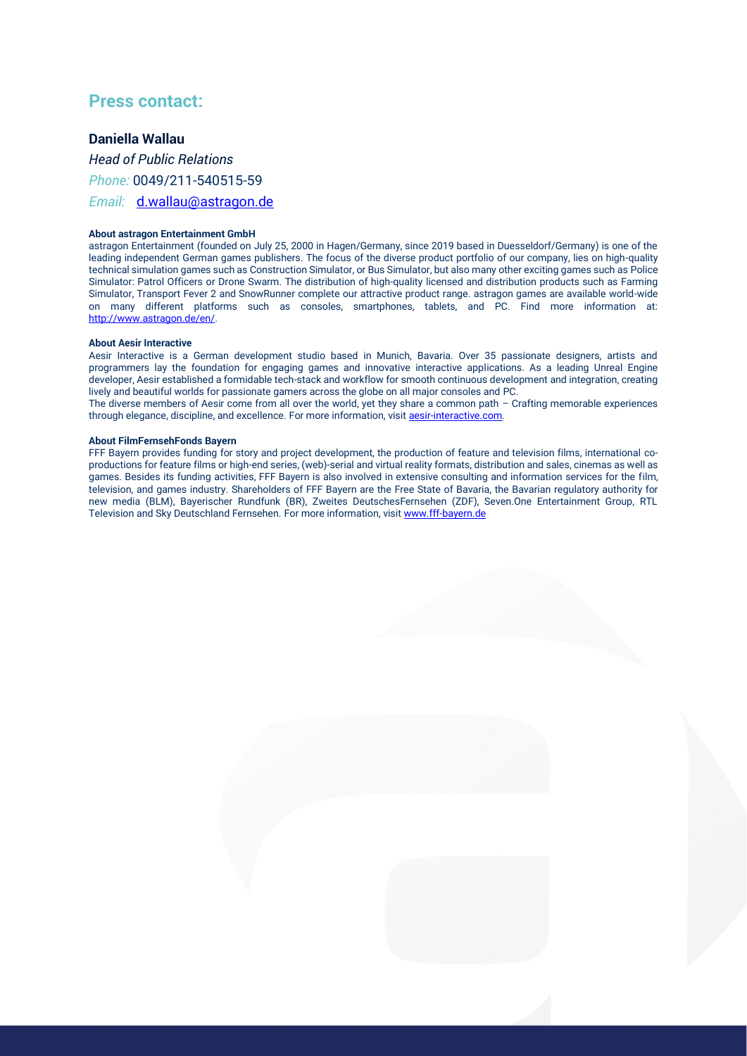## Press contact:

**Daniella Wallau**

*Head of Public Relations*

*Phone:* 0049/211-540515-59

*Email:* d.wallau@astragon.de

**About astragon Entertainment GmbH**

astragon Entertainment (founded on July 25, 2000 in Hagen/Germany, since 2019 based in Duesseldorf/Germany) is one of the leading independent German games publishers. The focus of the diverse product portfolio of our company, lies on high-quality technical simulation games such as Construction Simulator, or Bus Simulator, but also many other exciting games such as Police Simulator: Patrol Officers or Drone Swarm. The distribution of high-quality licensed and distribution products such as Farming Simulator, Transport Fever 2 and SnowRunner complete our attractive product range. astragon games are available world-wide on many different platforms such as consoles, smartphones, tablets, and PC. Find more information at: http://www.astragon.de/en/.

**About Aesir Interactive**

Aesir Interactive is a German development studio based in Munich, Bavaria. Over 35 passionate designers, artists and programmers lay the foundation for engaging games and innovative interactive applications. As a leading Unreal Engine developer, Aesir established a formidable tech-stack and workflow for smooth continuous development and integration, creating lively and beautiful worlds for passionate gamers across the globe on all major consoles and PC.

The diverse members of Aesir come from all over the world, yet they share a common path – Crafting memorable experiences through elegance, discipline, and excellence. For more information, visit aesir-interactive.com.

**About FilmFernsehFonds Bayern**

FFF Bayern provides funding for story and project development, the production of feature and television films, international co-productions for feature films or high-end series, (web)-serial and virtual reality formats, distribution and sales, cinemas as well as games. Besides its funding activities, FFF Bayern is also involved in extensive consulting and information services for the film, television, and games industry. Shareholders of FFF Bayern are the Free State of Bavaria, the Bavarian regulatory authority for new media (BLM), Bayerischer Rundfunk (BR), Zweites DeutschesFernsehen (ZDF), Seven.One Entertainment Group, RTL Television and Sky Deutschland Fernsehen. For more information, visit www.fff-bayern.de